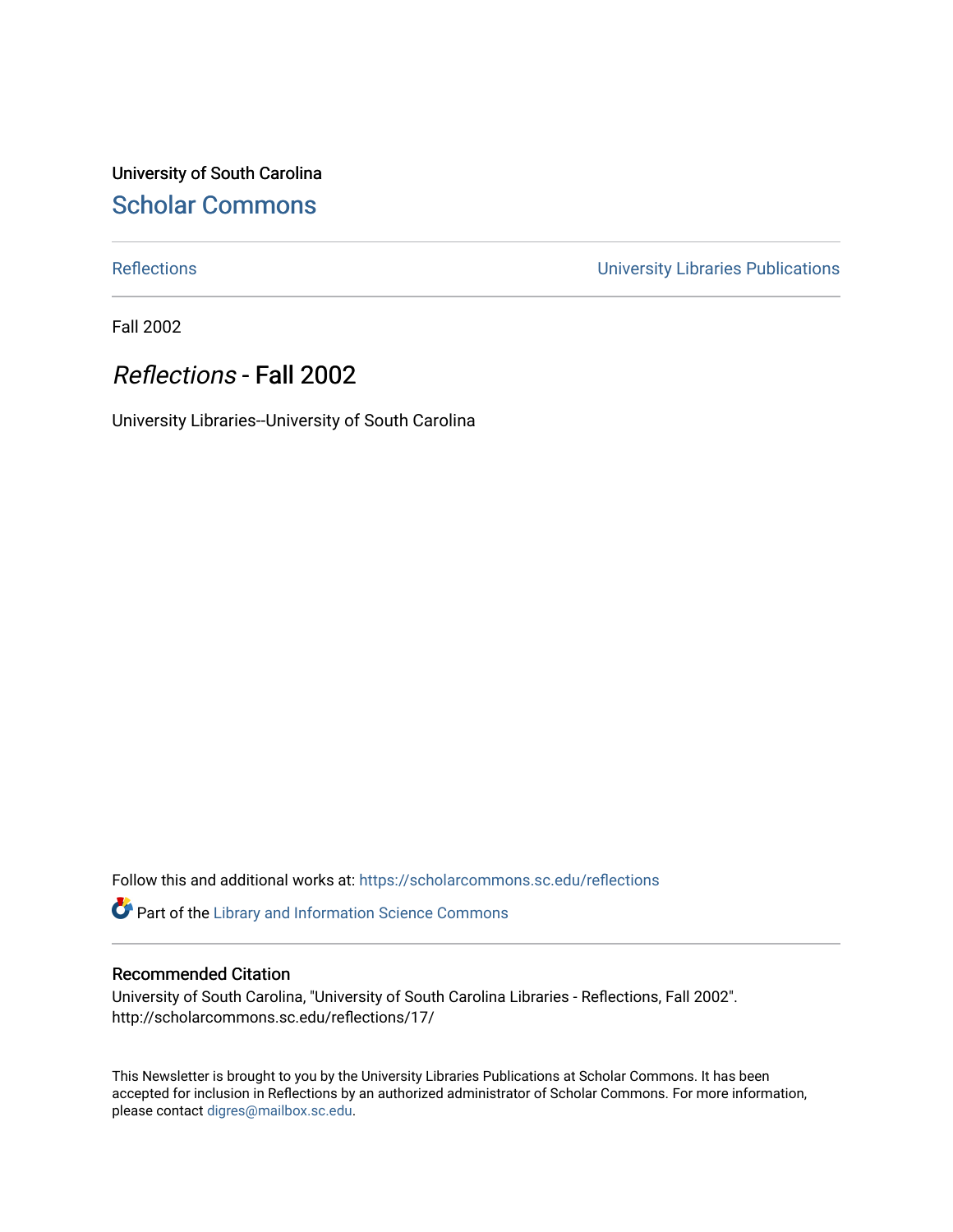University of South Carolina

## Scholar Commons

Reflections | University Libraries Publications

Fall 2002

# *Reflections* - Fall 2002

University Libraries--University of South Carolina

Follow this and additional works at: https://scholarcommons.sc.edu/reflections

Part of the Library and Information Science Commons

### Recommended Citation

University of South Carolina, "University of South Carolina Libraries - Reflections, Fall 2002". http://scholarcommons.sc.edu/reflections/17/

This Newsletter is brought to you by the University Libraries Publications at Scholar Commons. It has been accepted for inclusion in Reflections by an authorized administrator of Scholar Commons. For more information, please contact digres@mailbox.sc.edu.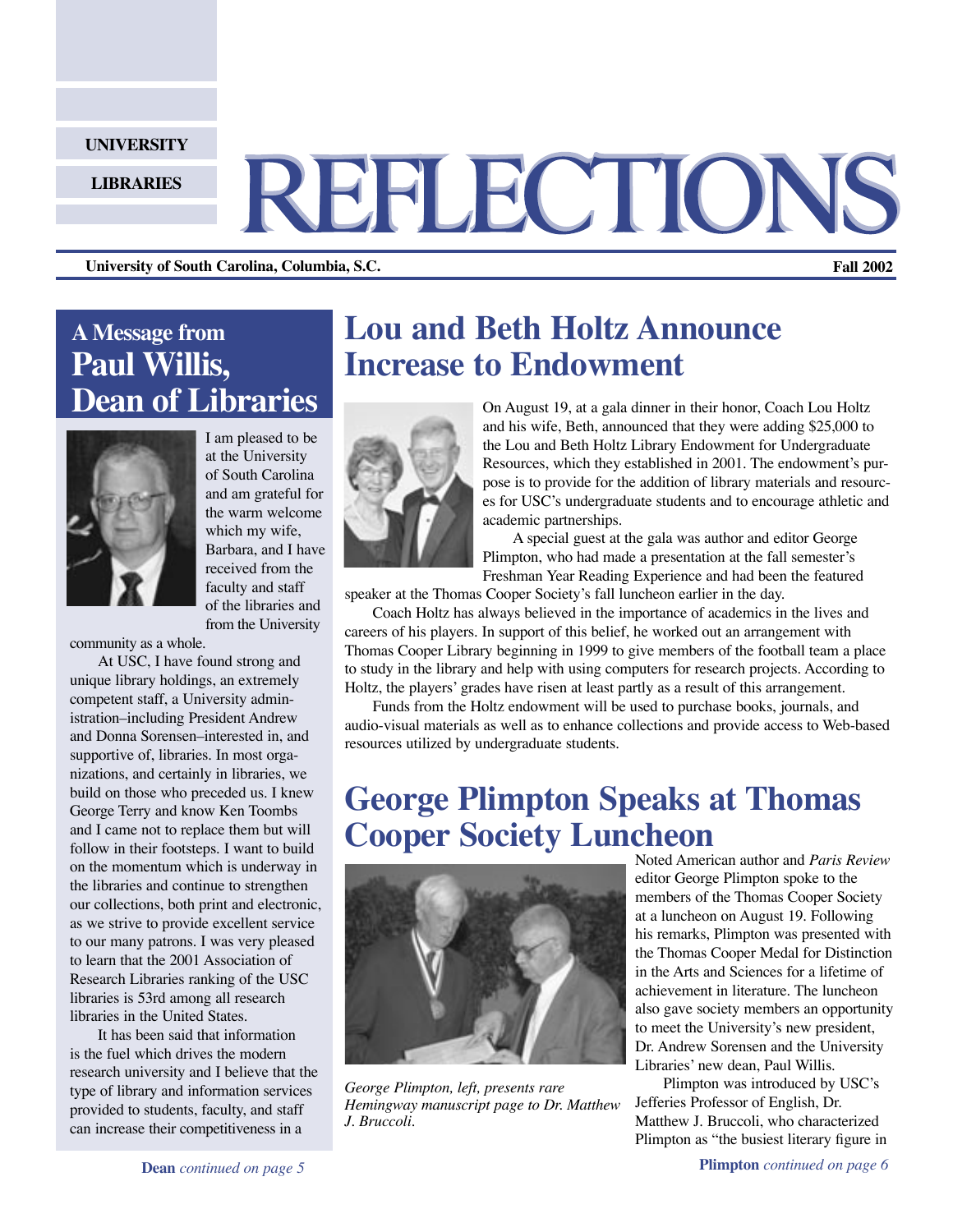UNIVERSITY

LIBRARIES

# REFLECTIONS

**University of South Carolina, Columbia, S.C.** **Fall 2002**

## A Message from Paul Willis, Dean of Libraries

I am pleased to be at the University of South Carolina and am grateful for the warm welcome which my wife, Barbara, and I have received from the faculty and staff of the libraries and from the University community as a whole.

At USC, I have found strong and unique library holdings, an extremely competent staff, a University administration–including President Andrew and Donna Sorensen–interested in, and supportive of, libraries. In most organizations, and certainly in libraries, we build on those who preceded us. I knew George Terry and know Ken Toombs and I came not to replace them but will follow in their footsteps. I want to build on the momentum which is underway in the libraries and continue to strengthen our collections, both print and electronic, as we strive to provide excellent service to our many patrons. I was very pleased to learn that the 2001 Association of Research Libraries ranking of the USC libraries is 53rd among all research libraries in the United States.

It has been said that information is the fuel which drives the modern research university and I believe that the type of library and information services provided to students, faculty, and staff can increase their competitiveness in a

**Dean** *continued on page 5*

## Lou and Beth Holtz Announce Increase to Endowment

On August 19, at a gala dinner in their honor, Coach Lou Holtz and his wife, Beth, announced that they were adding $25,000 to the Lou and Beth Holtz Library Endowment for Undergraduate Resources, which they established in 2001. The endowment's purpose is to provide for the addition of library materials and resources for USC's undergraduate students and to encourage athletic and academic partnerships.

A special guest at the gala was author and editor George Plimpton, who had made a presentation at the fall semester's Freshman Year Reading Experience and had been the featured speaker at the Thomas Cooper Society's fall luncheon earlier in the day.

Coach Holtz has always believed in the importance of academics in the lives and careers of his players. In support of this belief, he worked out an arrangement with Thomas Cooper Library beginning in 1999 to give members of the football team a place to study in the library and help with using computers for research projects. According to Holtz, the players' grades have risen at least partly as a result of this arrangement.

Funds from the Holtz endowment will be used to purchase books, journals, and audio-visual materials as well as to enhance collections and provide access to Web-based resources utilized by undergraduate students.

## George Plimpton Speaks at Thomas Cooper Society Luncheon

*George Plimpton, left, presents rare Hemingway manuscript page to Dr. Matthew J. Bruccoli.*

Noted American author and *Paris Review* editor George Plimpton spoke to the members of the Thomas Cooper Society at a luncheon on August 19. Following his remarks, Plimpton was presented with the Thomas Cooper Medal for Distinction in the Arts and Sciences for a lifetime of achievement in literature. The luncheon also gave society members an opportunity to meet the University's new president, Dr. Andrew Sorensen and the University Libraries' new dean, Paul Willis.

Plimpton was introduced by USC's Jefferies Professor of English, Dr. Matthew J. Bruccoli, who characterized Plimpton as "the busiest literary figure in

**Plimpton** *continued on page 6*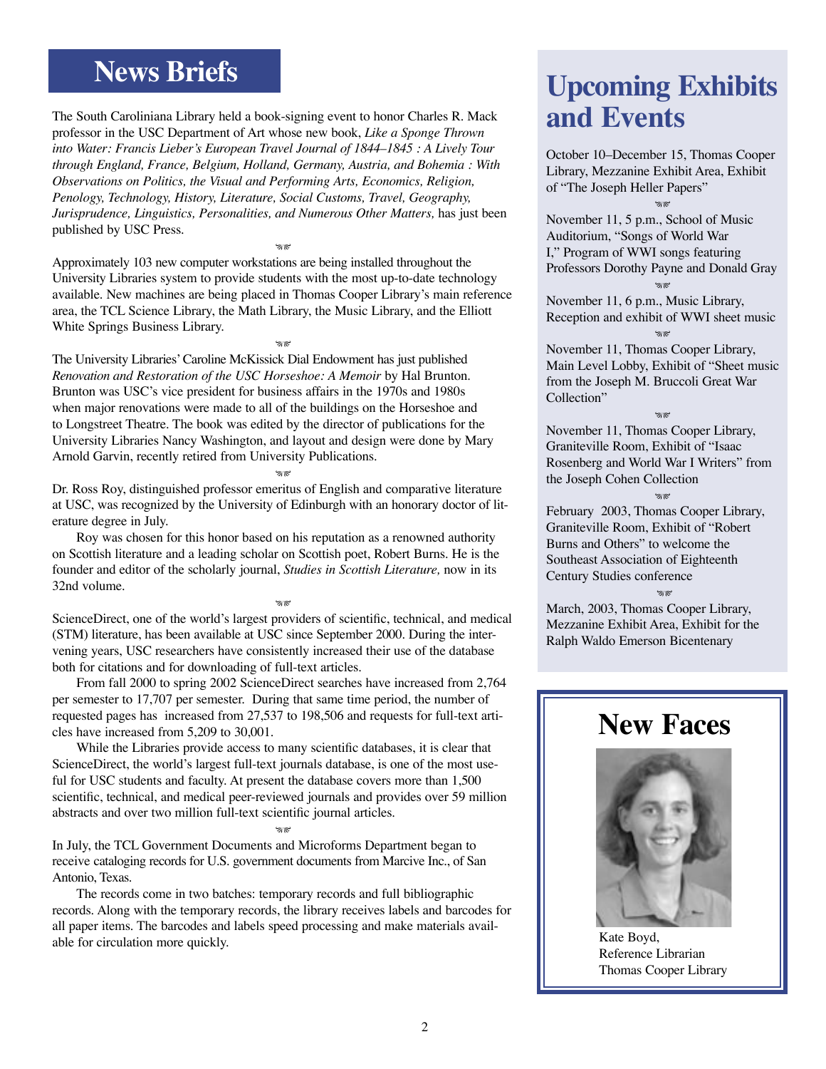# News Briefs

The South Caroliniana Library held a book-signing event to honor Charles R. Mack professor in the USC Department of Art whose new book, *Like a Sponge Thrown into Water: Francis Lieber's European Travel Journal of 1844–1845 : A Lively Tour through England, France, Belgium, Holland, Germany, Austria, and Bohemia : With Observations on Politics, the Visual and Performing Arts, Economics, Religion, Penology, Technology, History, Literature, Social Customs, Travel, Geography, Jurisprudence, Linguistics, Personalities, and Numerous Other Matters,* has just been published by USC Press.

Approximately 103 new computer workstations are being installed throughout the University Libraries system to provide students with the most up-to-date technology available. New machines are being placed in Thomas Cooper Library's main reference area, the TCL Science Library, the Math Library, the Music Library, and the Elliott White Springs Business Library.

The University Libraries' Caroline McKissick Dial Endowment has just published *Renovation and Restoration of the USC Horseshoe: A Memoir* by Hal Brunton. Brunton was USC's vice president for business affairs in the 1970s and 1980s when major renovations were made to all of the buildings on the Horseshoe and to Longstreet Theatre. The book was edited by the director of publications for the University Libraries Nancy Washington, and layout and design were done by Mary Arnold Garvin, recently retired from University Publications.

Dr. Ross Roy, distinguished professor emeritus of English and comparative literature at USC, was recognized by the University of Edinburgh with an honorary doctor of literature degree in July.

Roy was chosen for this honor based on his reputation as a renowned authority on Scottish literature and a leading scholar on Scottish poet, Robert Burns. He is the founder and editor of the scholarly journal, *Studies in Scottish Literature,* now in its 32nd volume.

ScienceDirect, one of the world's largest providers of scientific, technical, and medical (STM) literature, has been available at USC since September 2000. During the intervening years, USC researchers have consistently increased their use of the database both for citations and for downloading of full-text articles.

From fall 2000 to spring 2002 ScienceDirect searches have increased from 2,764 per semester to 17,707 per semester. During that same time period, the number of requested pages has increased from 27,537 to 198,506 and requests for full-text articles have increased from 5,209 to 30,001.

While the Libraries provide access to many scientific databases, it is clear that ScienceDirect, the world's largest full-text journals database, is one of the most useful for USC students and faculty. At present the database covers more than 1,500 scientific, technical, and medical peer-reviewed journals and provides over 59 million abstracts and over two million full-text scientific journal articles.

In July, the TCL Government Documents and Microforms Department began to receive cataloging records for U.S. government documents from Marcive Inc., of San Antonio, Texas.

The records come in two batches: temporary records and full bibliographic records. Along with the temporary records, the library receives labels and barcodes for all paper items. The barcodes and labels speed processing and make materials available for circulation more quickly.

# Upcoming Exhibits and Events

October 10–December 15, Thomas Cooper Library, Mezzanine Exhibit Area, Exhibit of "The Joseph Heller Papers"

November 11, 5 p.m., School of Music Auditorium, "Songs of World War I," Program of WWI songs featuring Professors Dorothy Payne and Donald Gray

November 11, 6 p.m., Music Library, Reception and exhibit of WWI sheet music

November 11, Thomas Cooper Library, Main Level Lobby, Exhibit of "Sheet music from the Joseph M. Bruccoli Great War Collection"

November 11, Thomas Cooper Library, Graniteville Room, Exhibit of "Isaac Rosenberg and World War I Writers" from the Joseph Cohen Collection

February 2003, Thomas Cooper Library, Graniteville Room, Exhibit of "Robert Burns and Others" to welcome the Southeast Association of Eighteenth Century Studies conference

March, 2003, Thomas Cooper Library, Mezzanine Exhibit Area, Exhibit for the Ralph Waldo Emerson Bicentenary

# New Faces

Kate Boyd,
Reference Librarian
Thomas Cooper Library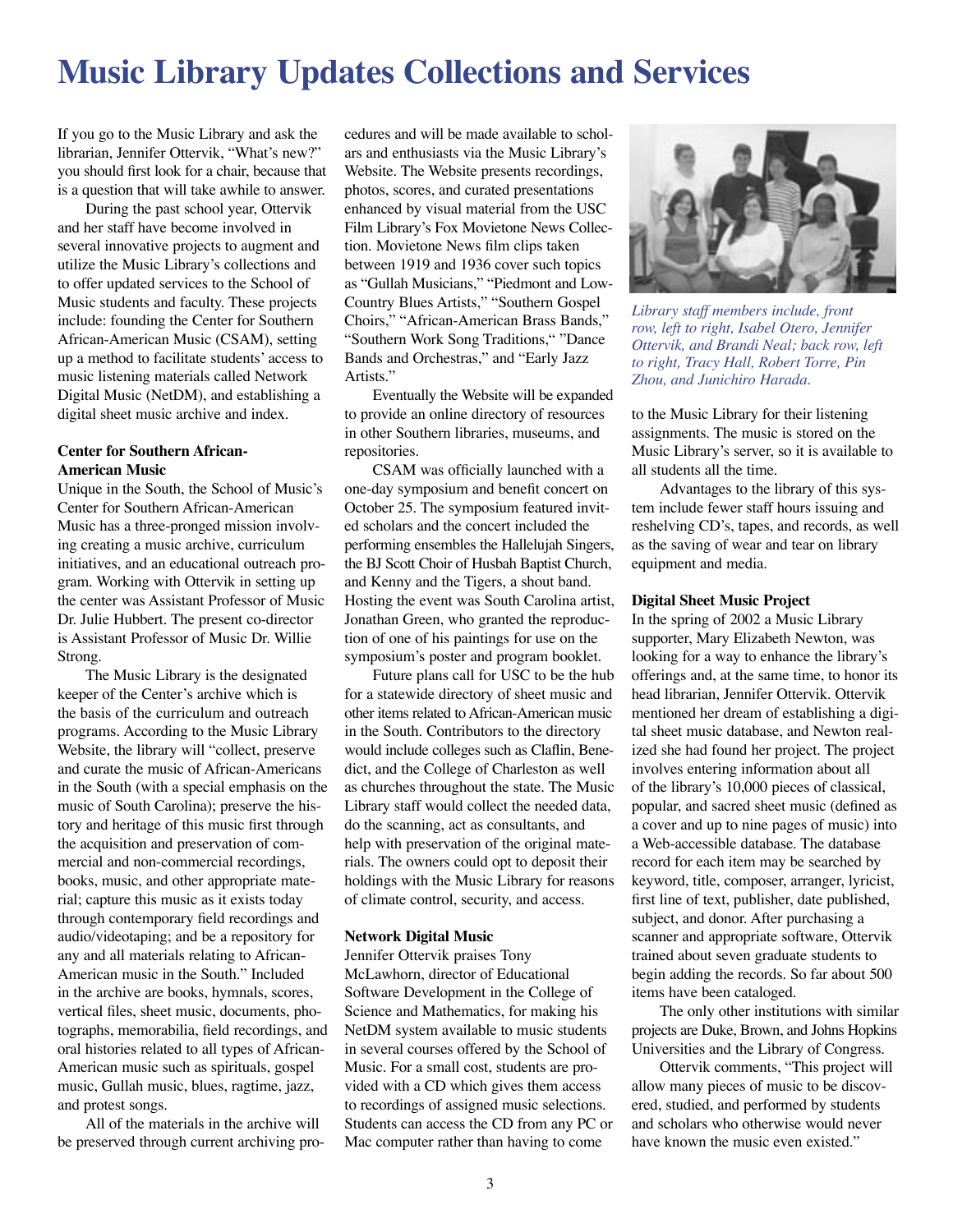# Music Library Updates Collections and Services

If you go to the Music Library and ask the librarian, Jennifer Ottervik, "What's new?" you should first look for a chair, because that is a question that will take awhile to answer.

During the past school year, Ottervik and her staff have become involved in several innovative projects to augment and utilize the Music Library's collections and to offer updated services to the School of Music students and faculty. These projects include: founding the Center for Southern African-American Music (CSAM), setting up a method to facilitate students' access to music listening materials called Network Digital Music (NetDM), and establishing a digital sheet music archive and index.

**Center for Southern African-American Music**

Unique in the South, the School of Music's Center for Southern African-American Music has a three-pronged mission involving creating a music archive, curriculum initiatives, and an educational outreach program. Working with Ottervik in setting up the center was Assistant Professor of Music Dr. Julie Hubbert. The present co-director is Assistant Professor of Music Dr. Willie Strong.

The Music Library is the designated keeper of the Center's archive which is the basis of the curriculum and outreach programs. According to the Music Library Website, the library will "collect, preserve and curate the music of African-Americans in the South (with a special emphasis on the music of South Carolina); preserve the history and heritage of this music first through the acquisition and preservation of commercial and non-commercial recordings, books, music, and other appropriate material; capture this music as it exists today through contemporary field recordings and audio/videotaping; and be a repository for any and all materials relating to African-American music in the South." Included in the archive are books, hymnals, scores, vertical files, sheet music, documents, photographs, memorabilia, field recordings, and oral histories related to all types of African-American music such as spirituals, gospel music, Gullah music, blues, ragtime, jazz, and protest songs.

All of the materials in the archive will be preserved through current archiving procedures and will be made available to scholars and enthusiasts via the Music Library's Website. The Website presents recordings, photos, scores, and curated presentations enhanced by visual material from the USC Film Library's Fox Movietone News Collection. Movietone News film clips taken between 1919 and 1936 cover such topics as "Gullah Musicians," "Piedmont and Low-Country Blues Artists," "Southern Gospel Choirs," "African-American Brass Bands," "Southern Work Song Traditions," "Dance Bands and Orchestras," and "Early Jazz Artists."

Eventually the Website will be expanded to provide an online directory of resources in other Southern libraries, museums, and repositories.

CSAM was officially launched with a one-day symposium and benefit concert on October 25. The symposium featured invited scholars and the concert included the performing ensembles the Hallelujah Singers, the BJ Scott Choir of Husbah Baptist Church, and Kenny and the Tigers, a shout band. Hosting the event was South Carolina artist, Jonathan Green, who granted the reproduction of one of his paintings for use on the symposium's poster and program booklet.

Future plans call for USC to be the hub for a statewide directory of sheet music and other items related to African-American music in the South. Contributors to the directory would include colleges such as Claflin, Benedict, and the College of Charleston as well as churches throughout the state. The Music Library staff would collect the needed data, do the scanning, act as consultants, and help with preservation of the original materials. The owners could opt to deposit their holdings with the Music Library for reasons of climate control, security, and access.

**Network Digital Music**

Jennifer Ottervik praises Tony McLawhorn, director of Educational Software Development in the College of Science and Mathematics, for making his NetDM system available to music students in several courses offered by the School of Music. For a small cost, students are provided with a CD which gives them access to recordings of assigned music selections. Students can access the CD from any PC or Mac computer rather than having to come to the Music Library for their listening assignments. The music is stored on the Music Library's server, so it is available to all students all the time.

*Library staff members include, front row, left to right, Isabel Otero, Jennifer Ottervik, and Brandi Neal; back row, left to right, Tracy Hall, Robert Torre, Pin Zhou, and Junichiro Harada.*

Advantages to the library of this system include fewer staff hours issuing and reshelving CD's, tapes, and records, as well as the saving of wear and tear on library equipment and media.

**Digital Sheet Music Project**

In the spring of 2002 a Music Library supporter, Mary Elizabeth Newton, was looking for a way to enhance the library's offerings and, at the same time, to honor its head librarian, Jennifer Ottervik. Ottervik mentioned her dream of establishing a digital sheet music database, and Newton realized she had found her project. The project involves entering information about all of the library's 10,000 pieces of classical, popular, and sacred sheet music (defined as a cover and up to nine pages of music) into a Web-accessible database. The database record for each item may be searched by keyword, title, composer, arranger, lyricist, first line of text, publisher, date published, subject, and donor. After purchasing a scanner and appropriate software, Ottervik trained about seven graduate students to begin adding the records. So far about 500 items have been cataloged.

The only other institutions with similar projects are Duke, Brown, and Johns Hopkins Universities and the Library of Congress.

Ottervik comments, "This project will allow many pieces of music to be discovered, studied, and performed by students and scholars who otherwise would never have known the music even existed."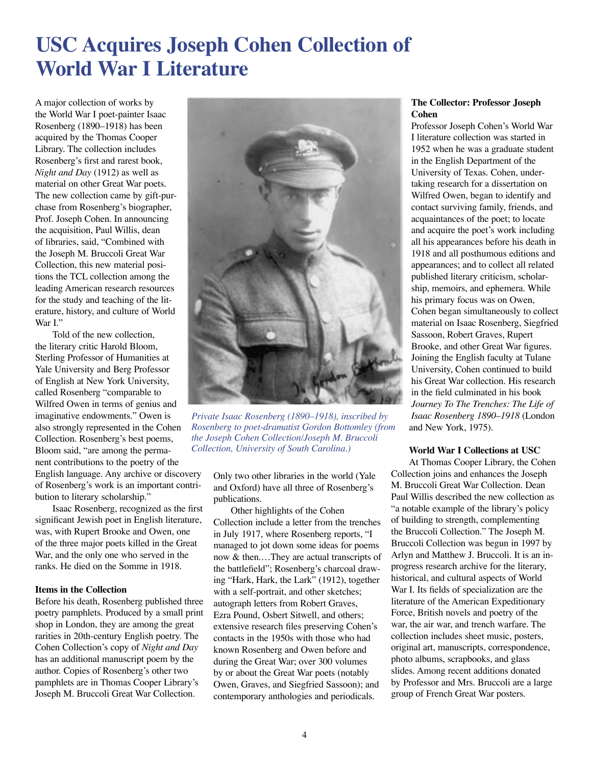# USC Acquires Joseph Cohen Collection of World War I Literature

A major collection of works by the World War I poet-painter Isaac Rosenberg (1890–1918) has been acquired by the Thomas Cooper Library. The collection includes Rosenberg's first and rarest book, *Night and Day* (1912) as well as material on other Great War poets. The new collection came by gift-purchase from Rosenberg's biographer, Prof. Joseph Cohen. In announcing the acquisition, Paul Willis, dean of libraries, said, "Combined with the Joseph M. Bruccoli Great War Collection, this new material positions the TCL collection among the leading American research resources for the study and teaching of the literature, history, and culture of World War I."

Told of the new collection, the literary critic Harold Bloom, Sterling Professor of Humanities at Yale University and Berg Professor of English at New York University, called Rosenberg "comparable to Wilfred Owen in terms of genius and imaginative endowments." Owen is also strongly represented in the Cohen Collection. Rosenberg's best poems, Bloom said, "are among the permanent contributions to the poetry of the English language. Any archive or discovery of Rosenberg's work is an important contribution to literary scholarship."

Isaac Rosenberg, recognized as the first significant Jewish poet in English literature, was, with Rupert Brooke and Owen, one of the three major poets killed in the Great War, and the only one who served in the ranks. He died on the Somme in 1918.

*Private Isaac Rosenberg (1890–1918), inscribed by Rosenberg to poet-dramatist Gordon Bottomley (from the Joseph Cohen Collection/Joseph M. Bruccoli Collection, University of South Carolina.)*

### Items in the Collection

Before his death, Rosenberg published three poetry pamphlets. Produced by a small print shop in London, they are among the great rarities in 20th-century English poetry. The Cohen Collection's copy of *Night and Day* has an additional manuscript poem by the author. Copies of Rosenberg's other two pamphlets are in Thomas Cooper Library's Joseph M. Bruccoli Great War Collection. Only two other libraries in the world (Yale and Oxford) have all three of Rosenberg's publications.

Other highlights of the Cohen Collection include a letter from the trenches in July 1917, where Rosenberg reports, "I managed to jot down some ideas for poems now & then.…They are actual transcripts of the battlefield"; Rosenberg's charcoal drawing "Hark, Hark, the Lark" (1912), together with a self-portrait, and other sketches; autograph letters from Robert Graves, Ezra Pound, Osbert Sitwell, and others; extensive research files preserving Cohen's contacts in the 1950s with those who had known Rosenberg and Owen before and during the Great War; over 300 volumes by or about the Great War poets (notably Owen, Graves, and Siegfried Sassoon); and contemporary anthologies and periodicals.

### The Collector: Professor Joseph Cohen

Professor Joseph Cohen's World War I literature collection was started in 1952 when he was a graduate student in the English Department of the University of Texas. Cohen, undertaking research for a dissertation on Wilfred Owen, began to identify and contact surviving family, friends, and acquaintances of the poet; to locate and acquire the poet's work including all his appearances before his death in 1918 and all posthumous editions and appearances; and to collect all related published literary criticism, scholarship, memoirs, and ephemera. While his primary focus was on Owen, Cohen began simultaneously to collect material on Isaac Rosenberg, Siegfried Sassoon, Robert Graves, Rupert Brooke, and other Great War figures. Joining the English faculty at Tulane University, Cohen continued to build his Great War collection. His research in the field culminated in his book *Journey To The Trenches: The Life of Isaac Rosenberg 1890–1918* (London and New York, 1975).

### World War I Collections at USC

At Thomas Cooper Library, the Cohen Collection joins and enhances the Joseph M. Bruccoli Great War Collection. Dean Paul Willis described the new collection as "a notable example of the library's policy of building to strength, complementing the Bruccoli Collection." The Joseph M. Bruccoli Collection was begun in 1997 by Arlyn and Matthew J. Bruccoli. It is an in-progress research archive for the literary, historical, and cultural aspects of World War I. Its fields of specialization are the literature of the American Expeditionary Force, British novels and poetry of the war, the air war, and trench warfare. The collection includes sheet music, posters, original art, manuscripts, correspondence, photo albums, scrapbooks, and glass slides. Among recent additions donated by Professor and Mrs. Bruccoli are a large group of French Great War posters.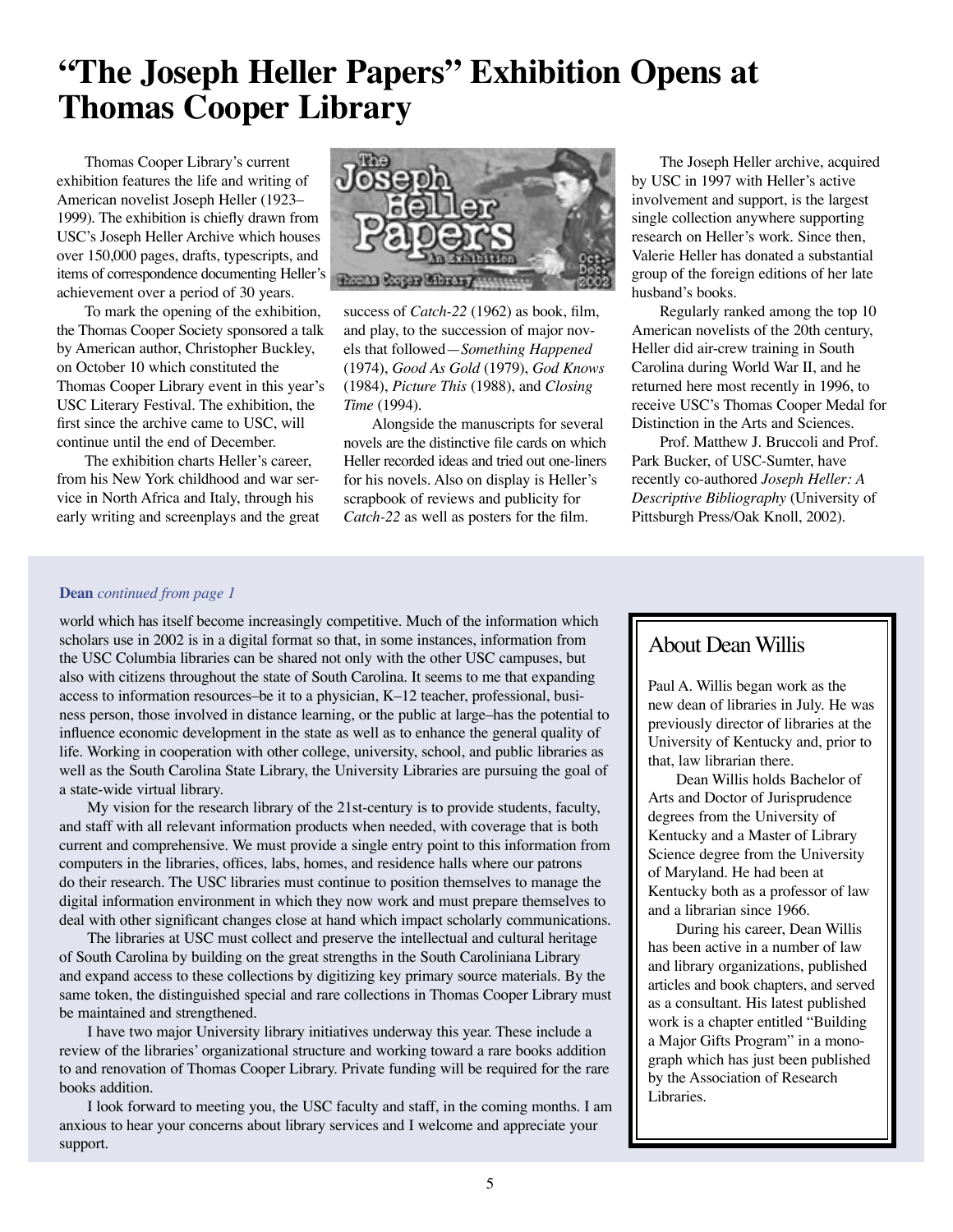# "The Joseph Heller Papers" Exhibition Opens at Thomas Cooper Library

Thomas Cooper Library's current exhibition features the life and writing of American novelist Joseph Heller (1923–1999). The exhibition is chiefly drawn from USC's Joseph Heller Archive which houses over 150,000 pages, drafts, typescripts, and items of correspondence documenting Heller's achievement over a period of 30 years.

To mark the opening of the exhibition, the Thomas Cooper Society sponsored a talk by American author, Christopher Buckley, on October 10 which constituted the Thomas Cooper Library event in this year's USC Literary Festival. The exhibition, the first since the archive came to USC, will continue until the end of December.

The exhibition charts Heller's career, from his New York childhood and war service in North Africa and Italy, through his early writing and screenplays and the great success of *Catch-22* (1962) as book, film, and play, to the succession of major novels that followed—*Something Happened* (1974), *Good As Gold* (1979), *God Knows* (1984), *Picture This* (1988), and *Closing Time* (1994).

Alongside the manuscripts for several novels are the distinctive file cards on which Heller recorded ideas and tried out one-liners for his novels. Also on display is Heller's scrapbook of reviews and publicity for *Catch-22* as well as posters for the film.

The Joseph Heller archive, acquired by USC in 1997 with Heller's active involvement and support, is the largest single collection anywhere supporting research on Heller's work. Since then, Valerie Heller has donated a substantial group of the foreign editions of her late husband's books.

Regularly ranked among the top 10 American novelists of the 20th century, Heller did air-crew training in South Carolina during World War II, and he returned here most recently in 1996, to receive USC's Thomas Cooper Medal for Distinction in the Arts and Sciences.

Prof. Matthew J. Bruccoli and Prof. Park Bucker, of USC-Sumter, have recently co-authored *Joseph Heller: A Descriptive Bibliography* (University of Pittsburgh Press/Oak Knoll, 2002).

**Dean** *continued from page 1*

world which has itself become increasingly competitive. Much of the information which scholars use in 2002 is in a digital format so that, in some instances, information from the USC Columbia libraries can be shared not only with the other USC campuses, but also with citizens throughout the state of South Carolina. It seems to me that expanding access to information resources–be it to a physician, K–12 teacher, professional, business person, those involved in distance learning, or the public at large–has the potential to influence economic development in the state as well as to enhance the general quality of life. Working in cooperation with other college, university, school, and public libraries as well as the South Carolina State Library, the University Libraries are pursuing the goal of a state-wide virtual library.

My vision for the research library of the 21st-century is to provide students, faculty, and staff with all relevant information products when needed, with coverage that is both current and comprehensive. We must provide a single entry point to this information from computers in the libraries, offices, labs, homes, and residence halls where our patrons do their research. The USC libraries must continue to position themselves to manage the digital information environment in which they now work and must prepare themselves to deal with other significant changes close at hand which impact scholarly communications.

The libraries at USC must collect and preserve the intellectual and cultural heritage of South Carolina by building on the great strengths in the South Caroliniana Library and expand access to these collections by digitizing key primary source materials. By the same token, the distinguished special and rare collections in Thomas Cooper Library must be maintained and strengthened.

I have two major University library initiatives underway this year. These include a review of the libraries' organizational structure and working toward a rare books addition to and renovation of Thomas Cooper Library. Private funding will be required for the rare books addition.

I look forward to meeting you, the USC faculty and staff, in the coming months. I am anxious to hear your concerns about library services and I welcome and appreciate your support.

## About Dean Willis

Paul A. Willis began work as the new dean of libraries in July. He was previously director of libraries at the University of Kentucky and, prior to that, law librarian there.

Dean Willis holds Bachelor of Arts and Doctor of Jurisprudence degrees from the University of Kentucky and a Master of Library Science degree from the University of Maryland. He had been at Kentucky both as a professor of law and a librarian since 1966.

During his career, Dean Willis has been active in a number of law and library organizations, published articles and book chapters, and served as a consultant. His latest published work is a chapter entitled "Building a Major Gifts Program" in a monograph which has just been published by the Association of Research Libraries.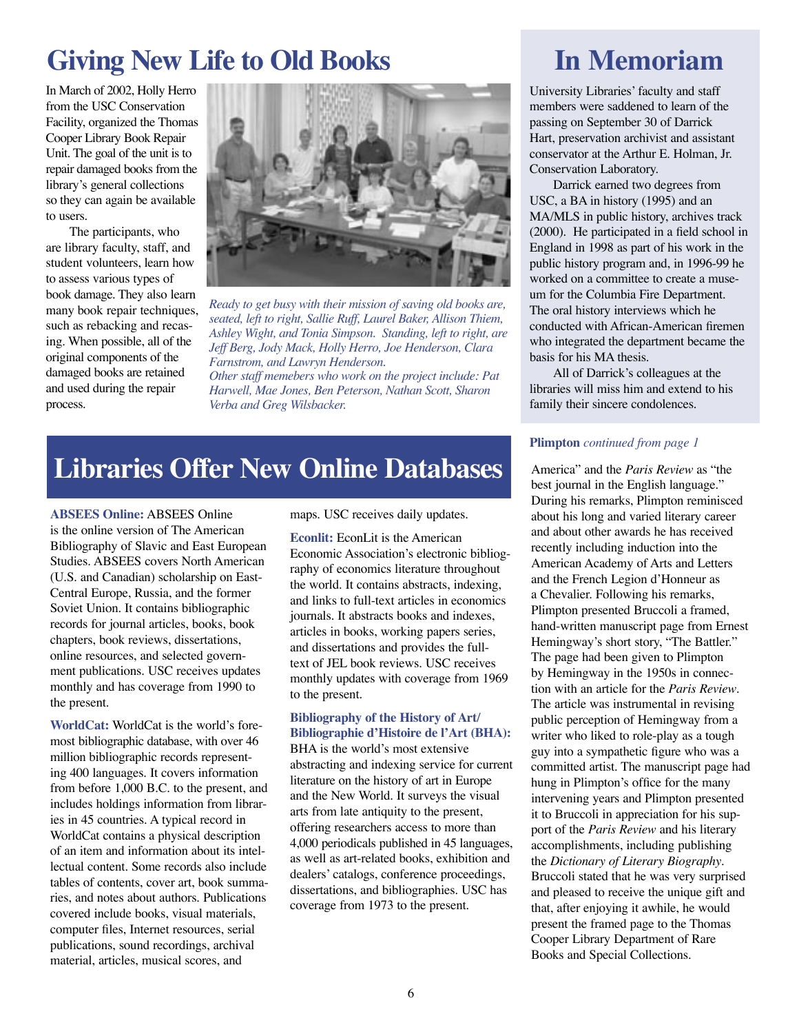# Giving New Life to Old Books

In March of 2002, Holly Herro from the USC Conservation Facility, organized the Thomas Cooper Library Book Repair Unit. The goal of the unit is to repair damaged books from the library's general collections so they can again be available to users.

The participants, who are library faculty, staff, and student volunteers, learn how to assess various types of book damage. They also learn many book repair techniques, such as rebacking and recasing. When possible, all of the original components of the damaged books are retained and used during the repair process.

*Ready to get busy with their mission of saving old books are, seated, left to right, Sallie Ruff, Laurel Baker, Allison Thiem, Ashley Wight, and Tonia Simpson. Standing, left to right, are Jeff Berg, Jody Mack, Holly Herro, Joe Henderson, Clara Farnstrom, and Lawryn Henderson.*
*Other staff memebers who work on the project include: Pat Harwell, Mae Jones, Ben Peterson, Nathan Scott, Sharon Verba and Greg Wilsbacker.*

# In Memoriam

University Libraries' faculty and staff members were saddened to learn of the passing on September 30 of Darrick Hart, preservation archivist and assistant conservator at the Arthur E. Holman, Jr. Conservation Laboratory.

Darrick earned two degrees from USC, a BA in history (1995) and an MA/MLS in public history, archives track (2000). He participated in a field school in England in 1998 as part of his work in the public history program and, in 1996-99 he worked on a committee to create a museum for the Columbia Fire Department. The oral history interviews which he conducted with African-American firemen who integrated the department became the basis for his MA thesis.

All of Darrick's colleagues at the libraries will miss him and extend to his family their sincere condolences.

# Libraries Offer New Online Databases

**ABSEES Online:** ABSEES Online is the online version of The American Bibliography of Slavic and East European Studies. ABSEES covers North American (U.S. and Canadian) scholarship on East-Central Europe, Russia, and the former Soviet Union. It contains bibliographic records for journal articles, books, book chapters, book reviews, dissertations, online resources, and selected government publications. USC receives updates monthly and has coverage from 1990 to the present.

**WorldCat:** WorldCat is the world's foremost bibliographic database, with over 46 million bibliographic records representing 400 languages. It covers information from before 1,000 B.C. to the present, and includes holdings information from libraries in 45 countries. A typical record in WorldCat contains a physical description of an item and information about its intellectual content. Some records also include tables of contents, cover art, book summaries, and notes about authors. Publications covered include books, visual materials, computer files, Internet resources, serial publications, sound recordings, archival material, articles, musical scores, and maps. USC receives daily updates.

**Econlit:** EconLit is the American Economic Association's electronic bibliography of economics literature throughout the world. It contains abstracts, indexing, and links to full-text articles in economics journals. It abstracts books and indexes, articles in books, working papers series, and dissertations and provides the full-text of JEL book reviews. USC receives monthly updates with coverage from 1969 to the present.

**Bibliography of the History of Art/ Bibliographie d'Histoire de l'Art (BHA):** BHA is the world's most extensive abstracting and indexing service for current literature on the history of art in Europe and the New World. It surveys the visual arts from late antiquity to the present, offering researchers access to more than 4,000 periodicals published in 45 languages, as well as art-related books, exhibition and dealers' catalogs, conference proceedings, dissertations, and bibliographies. USC has coverage from 1973 to the present.

**Plimpton** *continued from page 1*

America" and the *Paris Review* as "the best journal in the English language." During his remarks, Plimpton reminisced about his long and varied literary career and about other awards he has received recently including induction into the American Academy of Arts and Letters and the French Legion d'Honneur as a Chevalier. Following his remarks, Plimpton presented Bruccoli a framed, hand-written manuscript page from Ernest Hemingway's short story, "The Battler." The page had been given to Plimpton by Hemingway in the 1950s in connection with an article for the *Paris Review*. The article was instrumental in revising public perception of Hemingway from a writer who liked to role-play as a tough guy into a sympathetic figure who was a committed artist. The manuscript page had hung in Plimpton's office for the many intervening years and Plimpton presented it to Bruccoli in appreciation for his support of the *Paris Review* and his literary accomplishments, including publishing the *Dictionary of Literary Biography*. Bruccoli stated that he was very surprised and pleased to receive the unique gift and that, after enjoying it awhile, he would present the framed page to the Thomas Cooper Library Department of Rare Books and Special Collections.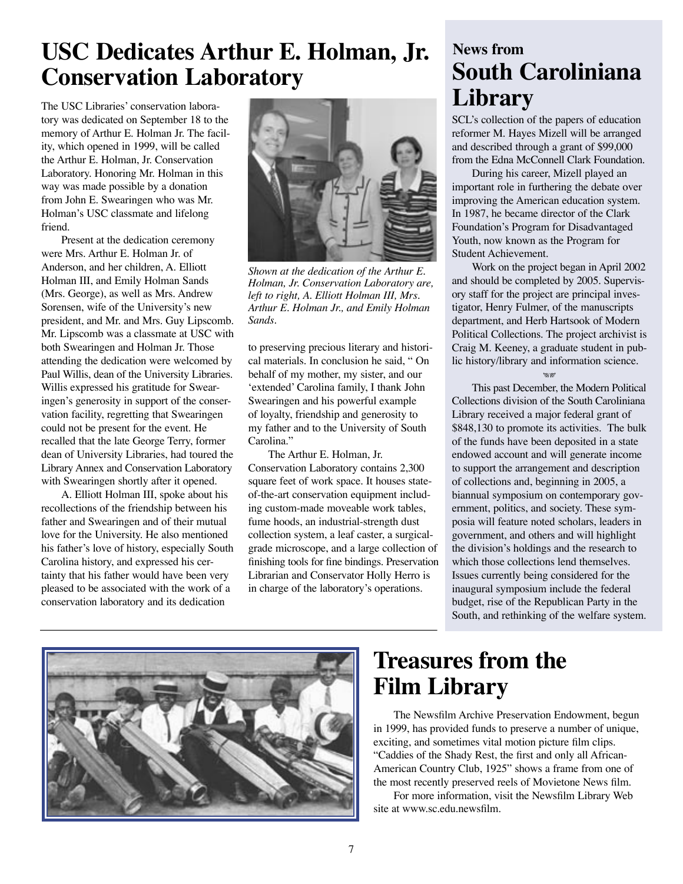# USC Dedicates Arthur E. Holman, Jr. Conservation Laboratory

The USC Libraries' conservation laboratory was dedicated on September 18 to the memory of Arthur E. Holman Jr. The facility, which opened in 1999, will be called the Arthur E. Holman, Jr. Conservation Laboratory. Honoring Mr. Holman in this way was made possible by a donation from John E. Swearingen who was Mr. Holman's USC classmate and lifelong friend.

Present at the dedication ceremony were Mrs. Arthur E. Holman Jr. of Anderson, and her children, A. Elliott Holman III, and Emily Holman Sands (Mrs. George), as well as Mrs. Andrew Sorensen, wife of the University's new president, and Mr. and Mrs. Guy Lipscomb. Mr. Lipscomb was a classmate at USC with both Swearingen and Holman Jr. Those attending the dedication were welcomed by Paul Willis, dean of the University Libraries. Willis expressed his gratitude for Swearingen's generosity in support of the conservation facility, regretting that Swearingen could not be present for the event. He recalled that the late George Terry, former dean of University Libraries, had toured the Library Annex and Conservation Laboratory with Swearingen shortly after it opened.

A. Elliott Holman III, spoke about his recollections of the friendship between his father and Swearingen and of their mutual love for the University. He also mentioned his father's love of history, especially South Carolina history, and expressed his certainty that his father would have been very pleased to be associated with the work of a conservation laboratory and its dedication to preserving precious literary and historical materials. In conclusion he said, " On behalf of my mother, my sister, and our 'extended' Carolina family, I thank John Swearingen and his powerful example of loyalty, friendship and generosity to my father and to the University of South Carolina."

*Shown at the dedication of the Arthur E. Holman, Jr. Conservation Laboratory are, left to right, A. Elliott Holman III, Mrs. Arthur E. Holman Jr., and Emily Holman Sands.*

The Arthur E. Holman, Jr. Conservation Laboratory contains 2,300 square feet of work space. It houses state-of-the-art conservation equipment including custom-made moveable work tables, fume hoods, an industrial-strength dust collection system, a leaf caster, a surgical-grade microscope, and a large collection of finishing tools for fine bindings. Preservation Librarian and Conservator Holly Herro is in charge of the laboratory's operations.

## News from South Caroliniana Library

SCL's collection of the papers of education reformer M. Hayes Mizell will be arranged and described through a grant of $99,000 from the Edna McConnell Clark Foundation.

During his career, Mizell played an important role in furthering the debate over improving the American education system. In 1987, he became director of the Clark Foundation's Program for Disadvantaged Youth, now known as the Program for Student Achievement.

Work on the project began in April 2002 and should be completed by 2005. Supervisory staff for the project are principal investigator, Henry Fulmer, of the manuscripts department, and Herb Hartsook of Modern Political Collections. The project archivist is Craig M. Keeney, a graduate student in public history/library and information science.

This past December, the Modern Political Collections division of the South Caroliniana Library received a major federal grant of $848,130 to promote its activities. The bulk of the funds have been deposited in a state endowed account and will generate income to support the arrangement and description of collections and, beginning in 2005, a biannual symposium on contemporary government, politics, and society. These symposia will feature noted scholars, leaders in government, and others and will highlight the division's holdings and the research to which those collections lend themselves. Issues currently being considered for the inaugural symposium include the federal budget, rise of the Republican Party in the South, and rethinking of the welfare system.

# Treasures from the Film Library

The Newsfilm Archive Preservation Endowment, begun in 1999, has provided funds to preserve a number of unique, exciting, and sometimes vital motion picture film clips. "Caddies of the Shady Rest, the first and only all African-American Country Club, 1925" shows a frame from one of the most recently preserved reels of Movietone News film.

For more information, visit the Newsfilm Library Web site at www.sc.edu.newsfilm.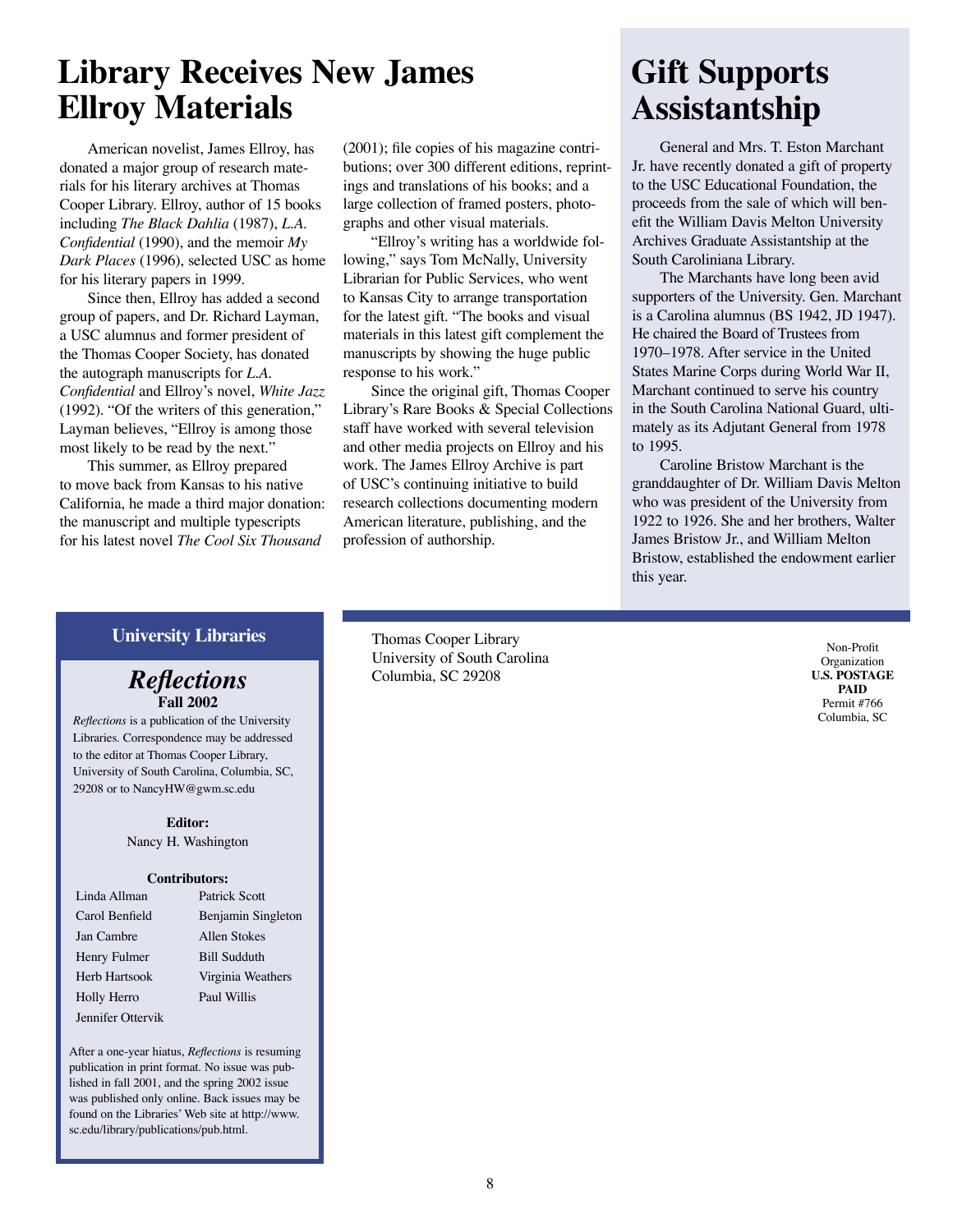# Library Receives New James Ellroy Materials

American novelist, James Ellroy, has donated a major group of research materials for his literary archives at Thomas Cooper Library. Ellroy, author of 15 books including *The Black Dahlia* (1987), *L.A. Confidential* (1990), and the memoir *My Dark Places* (1996), selected USC as home for his literary papers in 1999.

Since then, Ellroy has added a second group of papers, and Dr. Richard Layman, a USC alumnus and former president of the Thomas Cooper Society, has donated the autograph manuscripts for *L.A. Confidential* and Ellroy's novel, *White Jazz* (1992). "Of the writers of this generation," Layman believes, "Ellroy is among those most likely to be read by the next."

This summer, as Ellroy prepared to move back from Kansas to his native California, he made a third major donation: the manuscript and multiple typescripts for his latest novel *The Cool Six Thousand* (2001); file copies of his magazine contributions; over 300 different editions, reprintings and translations of his books; and a large collection of framed posters, photographs and other visual materials.

"Ellroy's writing has a worldwide following," says Tom McNally, University Librarian for Public Services, who went to Kansas City to arrange transportation for the latest gift. "The books and visual materials in this latest gift complement the manuscripts by showing the huge public response to his work."

Since the original gift, Thomas Cooper Library's Rare Books & Special Collections staff have worked with several television and other media projects on Ellroy and his work. The James Ellroy Archive is part of USC's continuing initiative to build research collections documenting modern American literature, publishing, and the profession of authorship.

# Gift Supports Assistantship

General and Mrs. T. Eston Marchant Jr. have recently donated a gift of property to the USC Educational Foundation, the proceeds from the sale of which will benefit the William Davis Melton University Archives Graduate Assistantship at the South Caroliniana Library.

The Marchants have long been avid supporters of the University. Gen. Marchant is a Carolina alumnus (BS 1942, JD 1947). He chaired the Board of Trustees from 1970–1978. After service in the United States Marine Corps during World War II, Marchant continued to serve his country in the South Carolina National Guard, ultimately as its Adjutant General from 1978 to 1995.

Caroline Bristow Marchant is the granddaughter of Dr. William Davis Melton who was president of the University from 1922 to 1926. She and her brothers, Walter James Bristow Jr., and William Melton Bristow, established the endowment earlier this year.

**University Libraries**

## *Reflections*

**Fall 2002**

*Reflections* is a publication of the University Libraries. Correspondence may be addressed to the editor at Thomas Cooper Library, University of South Carolina, Columbia, SC, 29208 or to NancyHW@gwm.sc.edu

**Editor:**
Nancy H. Washington

**Contributors:**

Linda Allman
Carol Benfield
Jan Cambre
Henry Fulmer
Herb Hartsook
Holly Herro
Jennifer Ottervik
Patrick Scott
Benjamin Singleton
Allen Stokes
Bill Sudduth
Virginia Weathers
Paul Willis

After a one-year hiatus, *Reflections* is resuming publication in print format. No issue was published in fall 2001, and the spring 2002 issue was published only online. Back issues may be found on the Libraries' Web site at http://www.sc.edu/library/publications/pub.html.

Thomas Cooper Library
University of South Carolina
Columbia, SC 29208

Non-Profit
Organization
**U.S. POSTAGE**
**PAID**
Permit #766
Columbia, SC